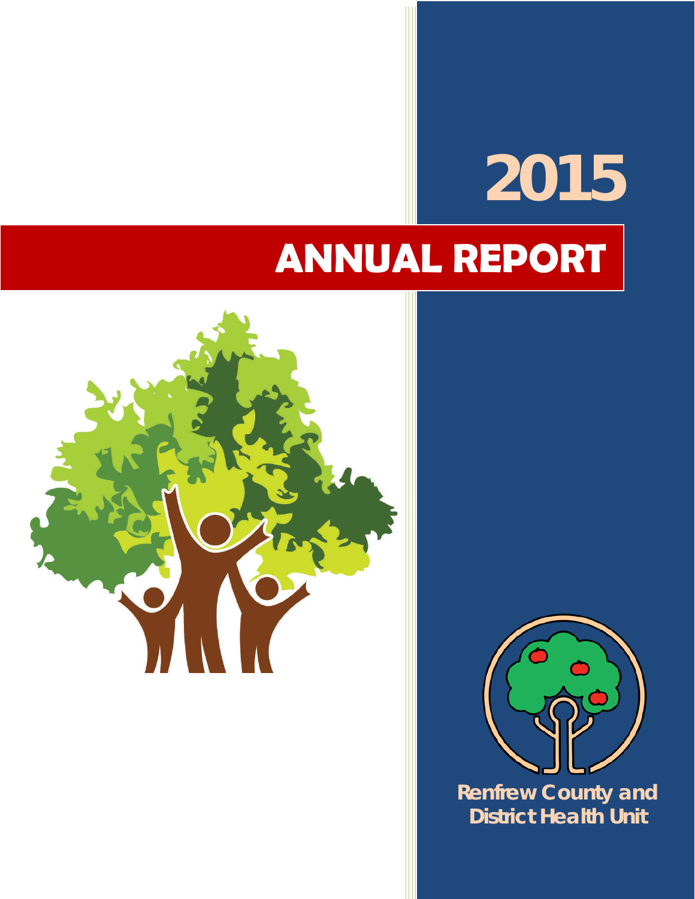# 2015

# ANNUAL REPORT

**Renfrew County and District Health Unit**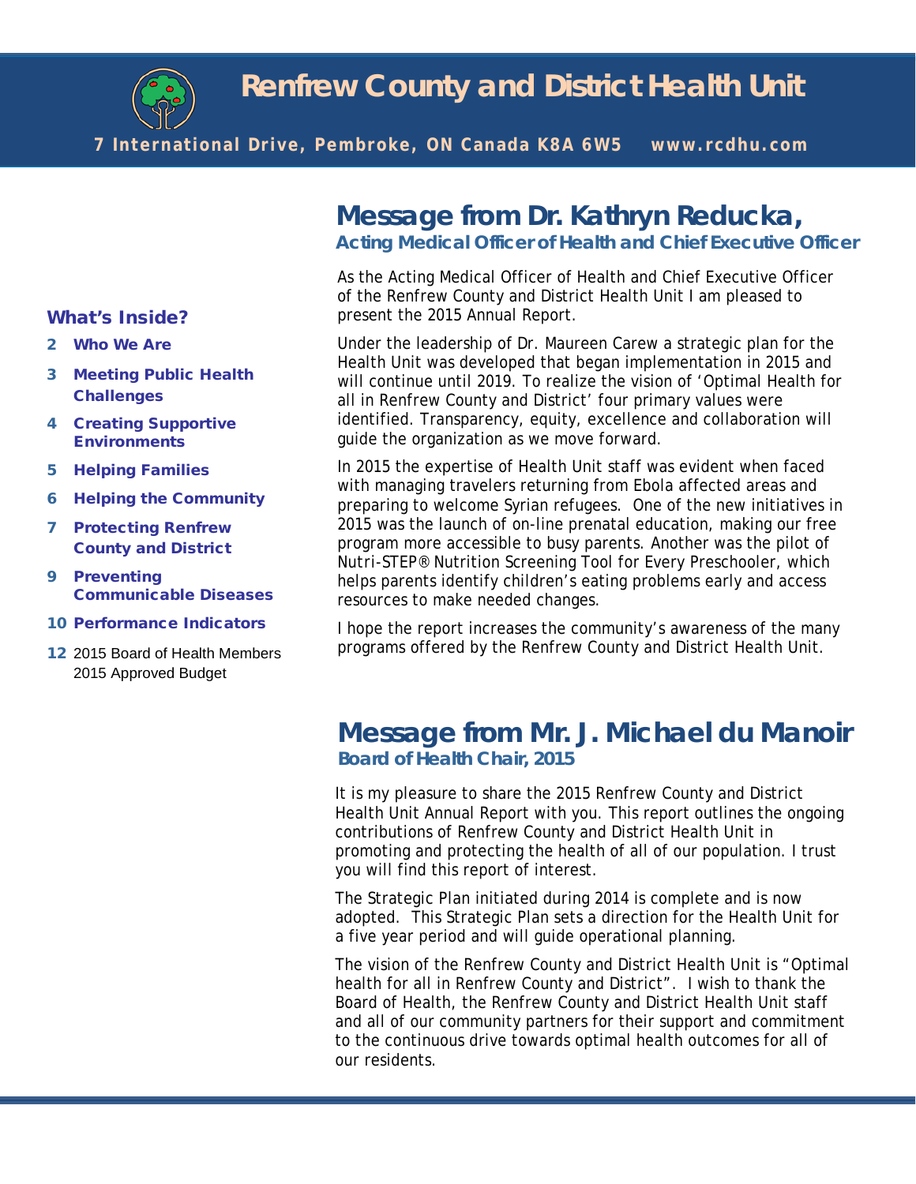# Renfrew County and District Health Unit

**7 International Drive, Pembroke, ON Canada K8A 6W5 www.rcdhu.com**

## What's Inside?

- **2 Who We Are**
- **3 Meeting Public Health Challenges**
- **4 Creating Supportive Environments**
- **5 Helping Families**
- **6 Helping the Community**
- **7 Protecting Renfrew County and District**
- **9 Preventing Communicable Diseases**
- **10 Performance Indicators**
- **12** 2015 Board of Health Members
  2015 Approved Budget

## Message from Dr. Kathryn Reducka,

### Acting Medical Officer of Health and Chief Executive Officer

As the Acting Medical Officer of Health and Chief Executive Officer of the Renfrew County and District Health Unit I am pleased to present the 2015 Annual Report.

Under the leadership of Dr. Maureen Carew a strategic plan for the Health Unit was developed that began implementation in 2015 and will continue until 2019. To realize the vision of 'Optimal Health for all in Renfrew County and District' four primary values were identified. Transparency, equity, excellence and collaboration will guide the organization as we move forward.

In 2015 the expertise of Health Unit staff was evident when faced with managing travelers returning from Ebola affected areas and preparing to welcome Syrian refugees. One of the new initiatives in 2015 was the launch of on-line prenatal education, making our free program more accessible to busy parents. Another was the pilot of Nutri-STEP® Nutrition Screening Tool for Every Preschooler, which helps parents identify children's eating problems early and access resources to make needed changes.

I hope the report increases the community's awareness of the many programs offered by the Renfrew County and District Health Unit.

## Message from Mr. J. Michael du Manoir

### Board of Health Chair, 2015

It is my pleasure to share the 2015 Renfrew County and District Health Unit Annual Report with you. This report outlines the ongoing contributions of Renfrew County and District Health Unit in promoting and protecting the health of all of our population. I trust you will find this report of interest.

The Strategic Plan initiated during 2014 is complete and is now adopted. This Strategic Plan sets a direction for the Health Unit for a five year period and will guide operational planning.

The vision of the Renfrew County and District Health Unit is "Optimal health for all in Renfrew County and District". I wish to thank the Board of Health, the Renfrew County and District Health Unit staff and all of our community partners for their support and commitment to the continuous drive towards optimal health outcomes for all of our residents.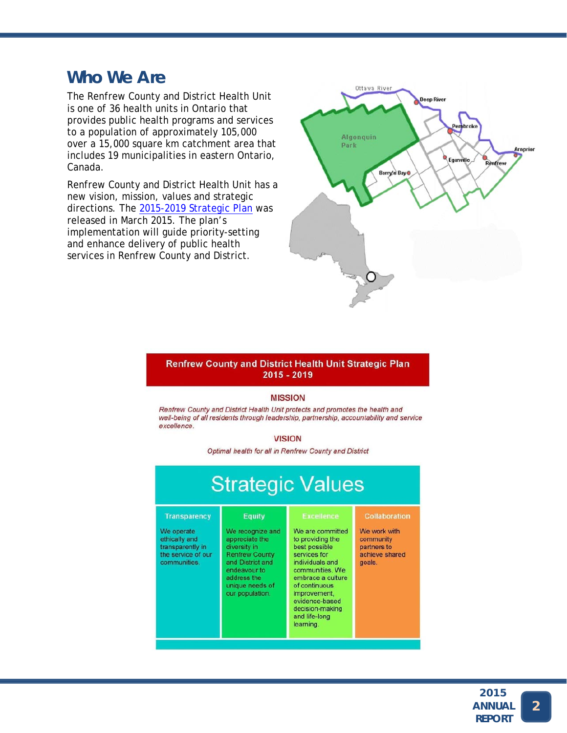## Who We Are

The Renfrew County and District Health Unit is one of 36 health units in Ontario that provides public health programs and services to a population of approximately 105,000 over a 15,000 square km catchment area that includes 19 municipalities in eastern Ontario, Canada.

Renfrew County and District Health Unit has a new vision, mission, values and strategic directions. The 2015-2019 Strategic Plan was released in March 2015. The plan's implementation will guide priority-setting and enhance delivery of public health services in Renfrew County and District.

**Renfrew County and District Health Unit Strategic Plan 2015 - 2019**

**MISSION**

*Renfrew County and District Health Unit protects and promotes the health and well-being of all residents through leadership, partnership, accountability and service excellence.*

**VISION**

*Optimal health for all in Renfrew County and District*

**Strategic Values**

| Transparency | Equity | Excellence | Collaboration |
|---|---|---|---|
| We operate ethically and transparently in the service of our communities. | We recognize and appreciate the diversity in Renfrew County and District and endeavour to address the unique needs of our population. | We are committed to providing the best possible services for individuals and communities. We embrace a culture of continuous improvement, evidence-based decision-making and life-long learning. | We work with community partners to achieve shared goals. |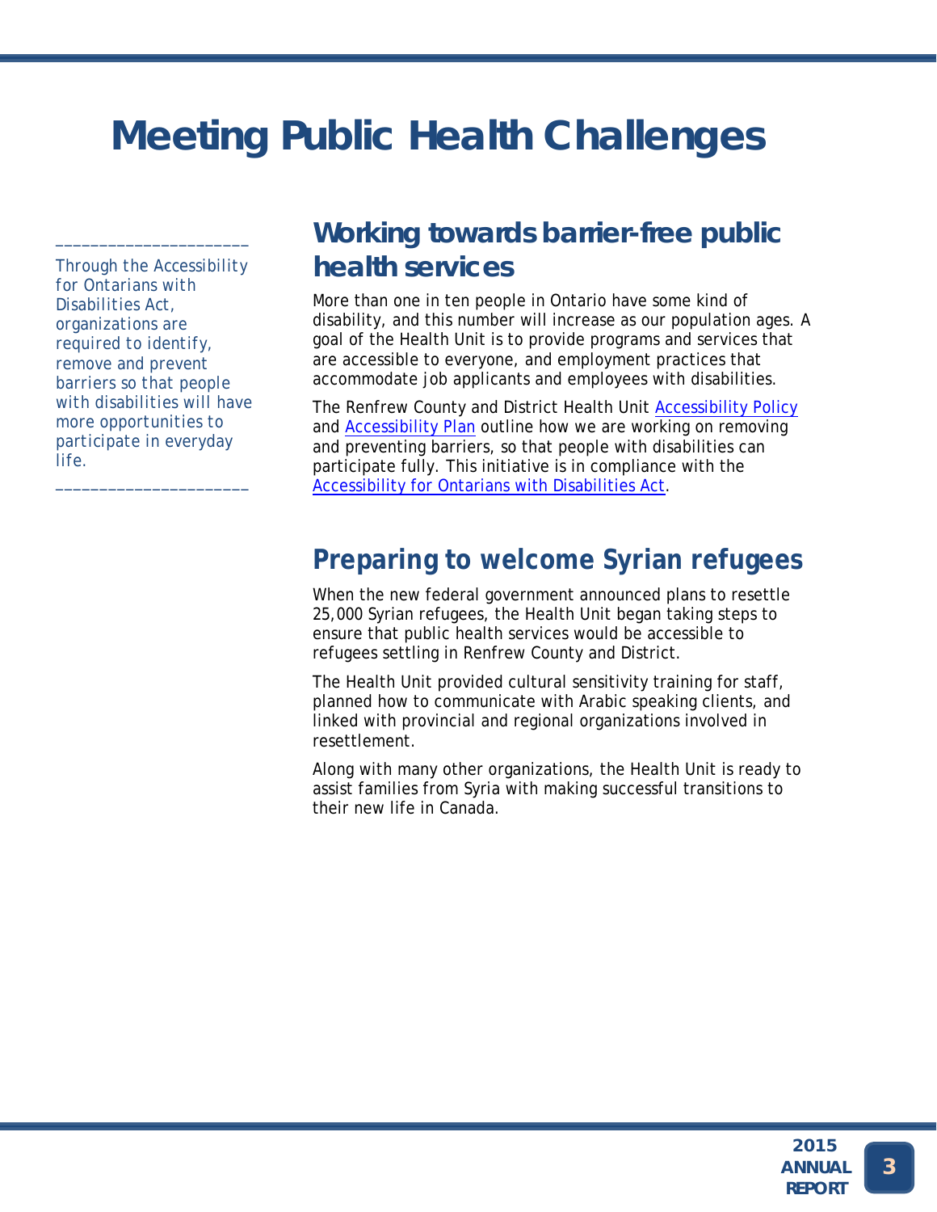# Meeting Public Health Challenges

*Through the Accessibility for Ontarians with Disabilities Act, organizations are required to identify, remove and prevent barriers so that people with disabilities will have more opportunities to participate in everyday life.*

## Working towards barrier-free public health services

More than one in ten people in Ontario have some kind of disability, and this number will increase as our population ages. A goal of the Health Unit is to provide programs and services that are accessible to everyone, and employment practices that accommodate job applicants and employees with disabilities.

The Renfrew County and District Health Unit Accessibility Policy and Accessibility Plan outline how we are working on removing and preventing barriers, so that people with disabilities can participate fully. This initiative is in compliance with the Accessibility for Ontarians with Disabilities Act.

## Preparing to welcome Syrian refugees

When the new federal government announced plans to resettle 25,000 Syrian refugees, the Health Unit began taking steps to ensure that public health services would be accessible to refugees settling in Renfrew County and District.

The Health Unit provided cultural sensitivity training for staff, planned how to communicate with Arabic speaking clients, and linked with provincial and regional organizations involved in resettlement.

Along with many other organizations, the Health Unit is ready to assist families from Syria with making successful transitions to their new life in Canada.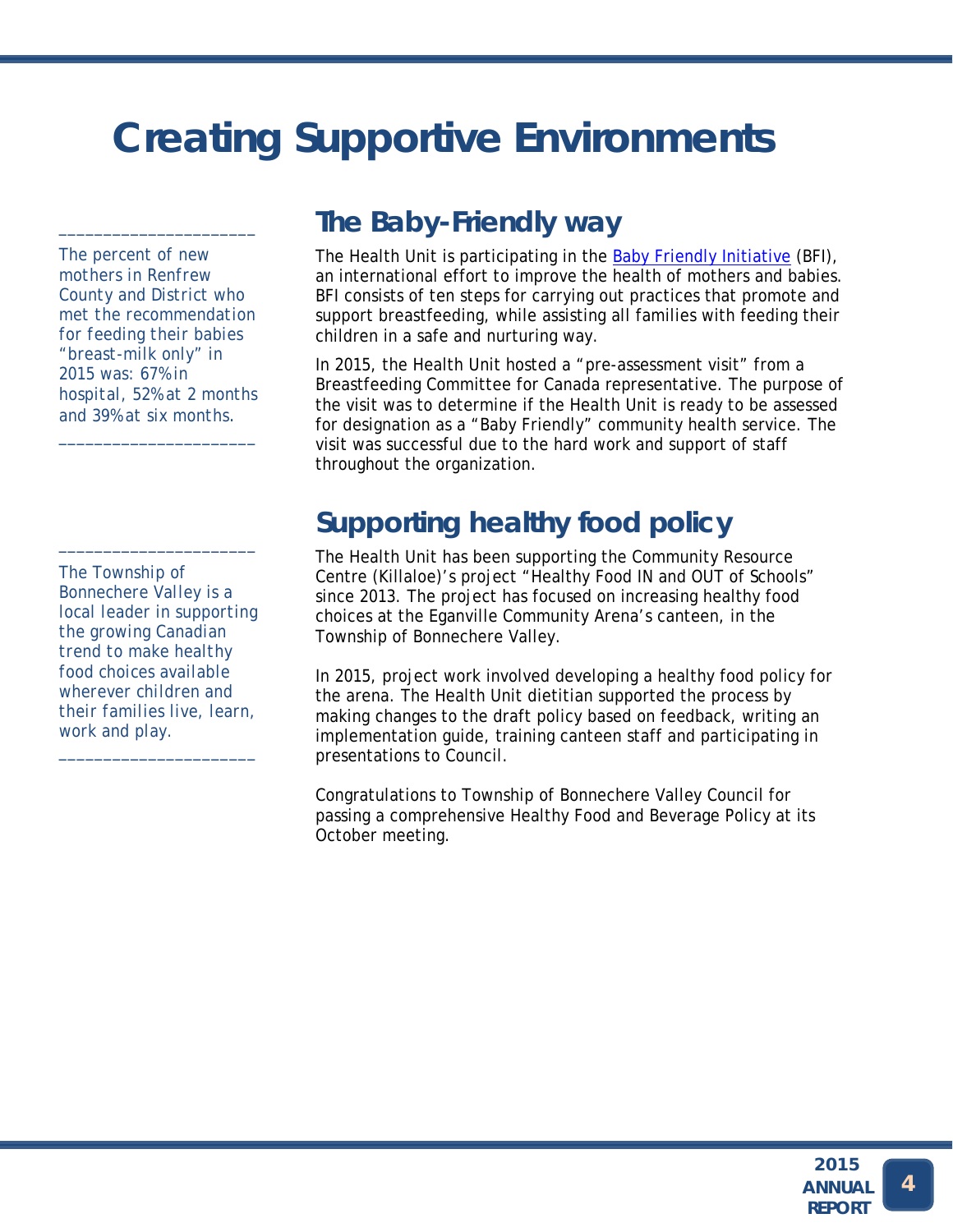# Creating Supportive Environments

## The Baby-Friendly way

The Health Unit is participating in the [Baby Friendly Initiative](https://example.com) (BFI), an international effort to improve the health of mothers and babies. BFI consists of ten steps for carrying out practices that promote and support breastfeeding, while assisting all families with feeding their children in a safe and nurturing way.

In 2015, the Health Unit hosted a "pre-assessment visit" from a Breastfeeding Committee for Canada representative. The purpose of the visit was to determine if the Health Unit is ready to be assessed for designation as a "Baby Friendly" community health service. The visit was successful due to the hard work and support of staff throughout the organization.

*The percent of new mothers in Renfrew County and District who met the recommendation for feeding their babies "breast-milk only" in 2015 was: 67% in hospital, 52% at 2 months and 39% at six months.*

## Supporting healthy food policy

The Health Unit has been supporting the Community Resource Centre (Killaloe)'s project "Healthy Food IN and OUT of Schools" since 2013. The project has focused on increasing healthy food choices at the Eganville Community Arena's canteen, in the Township of Bonnechere Valley.

In 2015, project work involved developing a healthy food policy for the arena. The Health Unit dietitian supported the process by making changes to the draft policy based on feedback, writing an implementation guide, training canteen staff and participating in presentations to Council.

Congratulations to Township of Bonnechere Valley Council for passing a comprehensive Healthy Food and Beverage Policy at its October meeting.

*The Township of Bonnechere Valley is a local leader in supporting the growing Canadian trend to make healthy food choices available wherever children and their families live, learn, work and play.*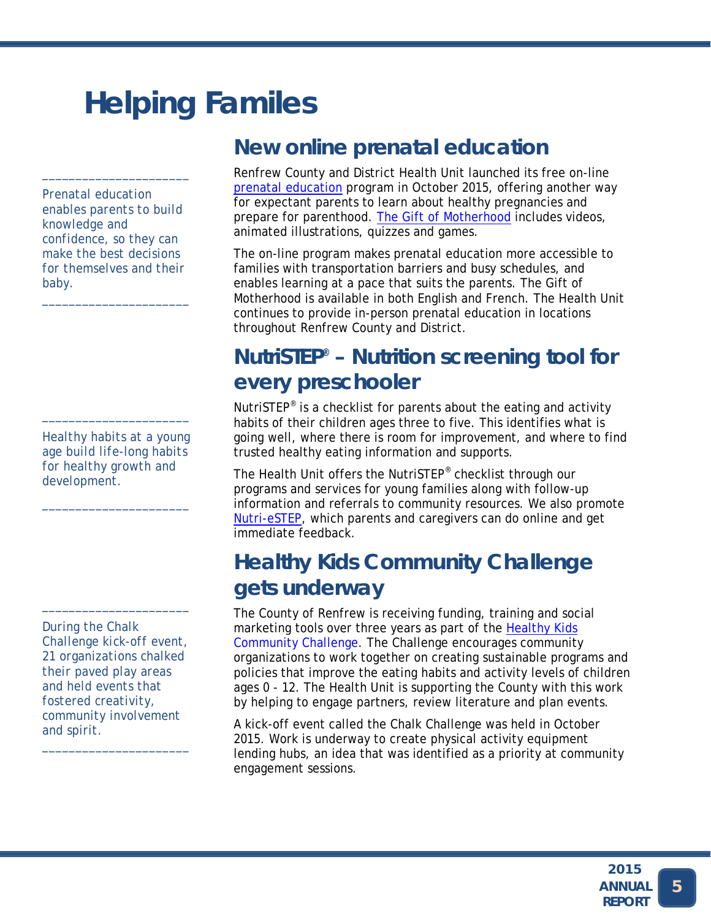# Helping Familes

*Prenatal education enables parents to build knowledge and confidence, so they can make the best decisions for themselves and their baby.*

## New online prenatal education

Renfrew County and District Health Unit launched its free on-line prenatal education program in October 2015, offering another way for expectant parents to learn about healthy pregnancies and prepare for parenthood. The Gift of Motherhood includes videos, animated illustrations, quizzes and games.

The on-line program makes prenatal education more accessible to families with transportation barriers and busy schedules, and enables learning at a pace that suits the parents. The Gift of Motherhood is available in both English and French. The Health Unit continues to provide in-person prenatal education in locations throughout Renfrew County and District.

*Healthy habits at a young age build life-long habits for healthy growth and development.*

## NutriSTEP® – Nutrition screening tool for every preschooler

NutriSTEP® is a checklist for parents about the eating and activity habits of their children ages three to five. This identifies what is going well, where there is room for improvement, and where to find trusted healthy eating information and supports.

The Health Unit offers the NutriSTEP® checklist through our programs and services for young families along with follow-up information and referrals to community resources. We also promote Nutri-eSTEP, which parents and caregivers can do online and get immediate feedback.

*During the Chalk Challenge kick-off event, 21 organizations chalked their paved play areas and held events that fostered creativity, community involvement and spirit.*

## Healthy Kids Community Challenge gets underway

The County of Renfrew is receiving funding, training and social marketing tools over three years as part of the Healthy Kids Community Challenge. The Challenge encourages community organizations to work together on creating sustainable programs and policies that improve the eating habits and activity levels of children ages 0 - 12. The Health Unit is supporting the County with this work by helping to engage partners, review literature and plan events.

A kick-off event called the Chalk Challenge was held in October 2015. Work is underway to create physical activity equipment lending hubs, an idea that was identified as a priority at community engagement sessions.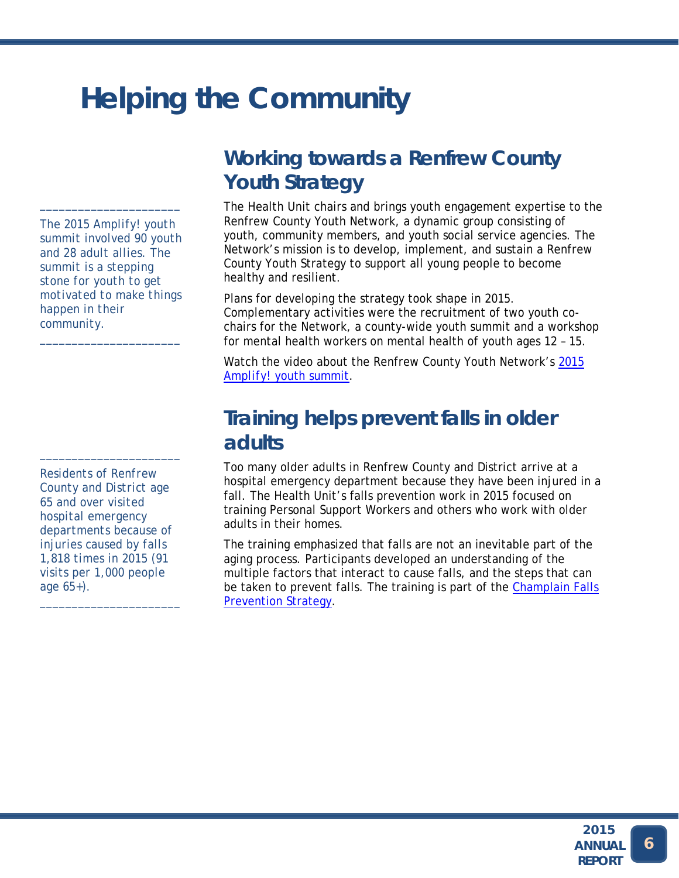# Helping the Community

## Working towards a Renfrew County Youth Strategy

*The 2015 Amplify! youth summit involved 90 youth and 28 adult allies. The summit is a stepping stone for youth to get motivated to make things happen in their community.*

The Health Unit chairs and brings youth engagement expertise to the Renfrew County Youth Network, a dynamic group consisting of youth, community members, and youth social service agencies. The Network's mission is to develop, implement, and sustain a Renfrew County Youth Strategy to support all young people to become healthy and resilient.

Plans for developing the strategy took shape in 2015. Complementary activities were the recruitment of two youth co-chairs for the Network, a county-wide youth summit and a workshop for mental health workers on mental health of youth ages 12 – 15.

Watch the video about the Renfrew County Youth Network's [2015 Amplify! youth summit](#).

## Training helps prevent falls in older adults

*Residents of Renfrew County and District age 65 and over visited hospital emergency departments because of injuries caused by falls 1,818 times in 2015 (91 visits per 1,000 people age 65+).*

Too many older adults in Renfrew County and District arrive at a hospital emergency department because they have been injured in a fall. The Health Unit's falls prevention work in 2015 focused on training Personal Support Workers and others who work with older adults in their homes.

The training emphasized that falls are not an inevitable part of the aging process. Participants developed an understanding of the multiple factors that interact to cause falls, and the steps that can be taken to prevent falls. The training is part of the [Champlain Falls Prevention Strategy](#).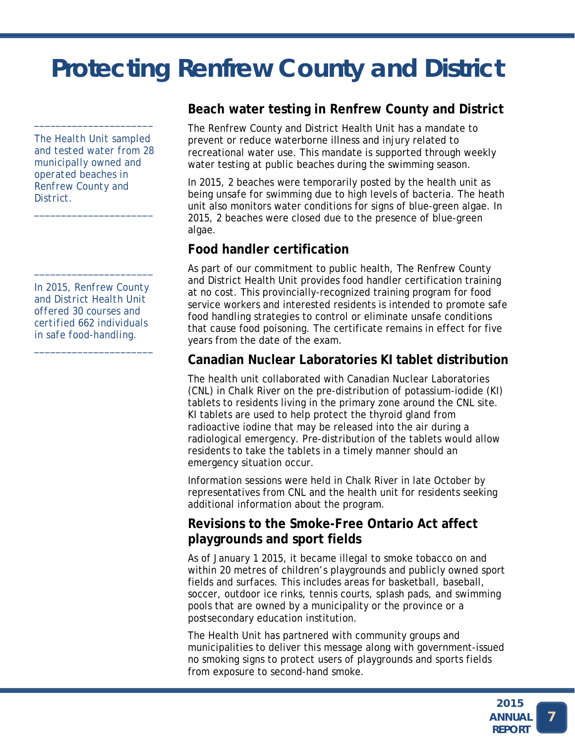# Protecting Renfrew County and District

*The Health Unit sampled and tested water from 28 municipally owned and operated beaches in Renfrew County and District.*

*In 2015, Renfrew County and District Health Unit offered 30 courses and certified 662 individuals in safe food-handling.*

## Beach water testing in Renfrew County and District

The Renfrew County and District Health Unit has a mandate to prevent or reduce waterborne illness and injury related to recreational water use. This mandate is supported through weekly water testing at public beaches during the swimming season.

In 2015, 2 beaches were temporarily posted by the health unit as being unsafe for swimming due to high levels of bacteria. The heath unit also monitors water conditions for signs of blue-green algae. In 2015, 2 beaches were closed due to the presence of blue-green algae.

## Food handler certification

As part of our commitment to public health, The Renfrew County and District Health Unit provides food handler certification training at no cost. This provincially-recognized training program for food service workers and interested residents is intended to promote safe food handling strategies to control or eliminate unsafe conditions that cause food poisoning. The certificate remains in effect for five years from the date of the exam.

## Canadian Nuclear Laboratories KI tablet distribution

The health unit collaborated with Canadian Nuclear Laboratories (CNL) in Chalk River on the pre-distribution of potassium-iodide (KI) tablets to residents living in the primary zone around the CNL site. KI tablets are used to help protect the thyroid gland from radioactive iodine that may be released into the air during a radiological emergency. Pre-distribution of the tablets would allow residents to take the tablets in a timely manner should an emergency situation occur.

Information sessions were held in Chalk River in late October by representatives from CNL and the health unit for residents seeking additional information about the program.

## Revisions to the Smoke-Free Ontario Act affect playgrounds and sport fields

As of January 1 2015, it became illegal to smoke tobacco on and within 20 metres of children's playgrounds and publicly owned sport fields and surfaces. This includes areas for basketball, baseball, soccer, outdoor ice rinks, tennis courts, splash pads, and swimming pools that are owned by a municipality or the province or a postsecondary education institution.

The Health Unit has partnered with community groups and municipalities to deliver this message along with government-issued no smoking signs to protect users of playgrounds and sports fields from exposure to second-hand smoke.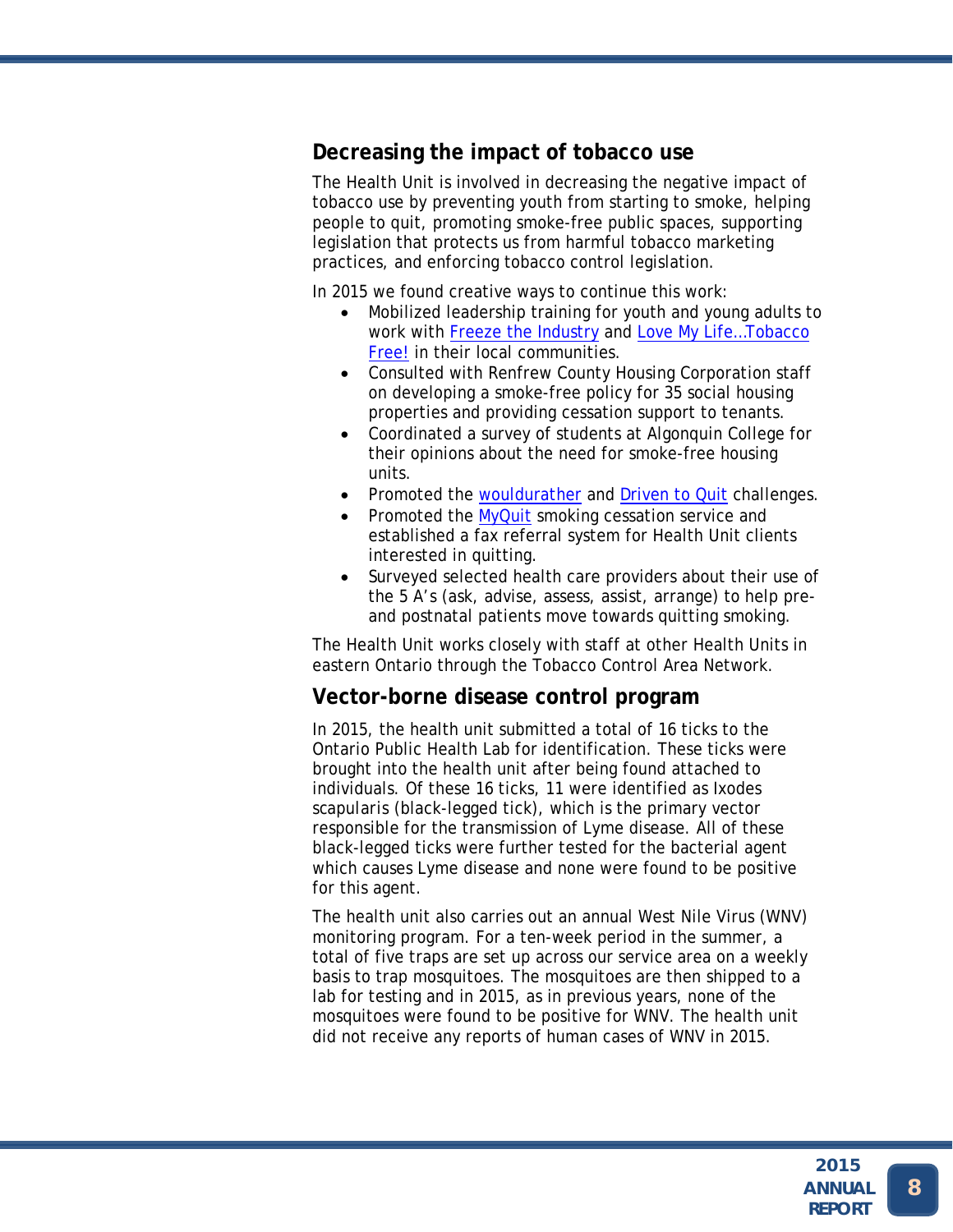## Decreasing the impact of tobacco use

The Health Unit is involved in decreasing the negative impact of tobacco use by preventing youth from starting to smoke, helping people to quit, promoting smoke-free public spaces, supporting legislation that protects us from harmful tobacco marketing practices, and enforcing tobacco control legislation.

In 2015 we found creative ways to continue this work:

- Mobilized leadership training for youth and young adults to work with Freeze the Industry and Love My Life…Tobacco Free! in their local communities.
- Consulted with Renfrew County Housing Corporation staff on developing a smoke-free policy for 35 social housing properties and providing cessation support to tenants.
- Coordinated a survey of students at Algonquin College for their opinions about the need for smoke-free housing units.
- Promoted the wouldurather and Driven to Quit challenges.
- Promoted the MyQuit smoking cessation service and established a fax referral system for Health Unit clients interested in quitting.
- Surveyed selected health care providers about their use of the 5 A's (ask, advise, assess, assist, arrange) to help pre- and postnatal patients move towards quitting smoking.

The Health Unit works closely with staff at other Health Units in eastern Ontario through the Tobacco Control Area Network.

## Vector-borne disease control program

In 2015, the health unit submitted a total of 16 ticks to the Ontario Public Health Lab for identification. These ticks were brought into the health unit after being found attached to individuals. Of these 16 ticks, 11 were identified as Ixodes scapularis (black-legged tick), which is the primary vector responsible for the transmission of Lyme disease. All of these black-legged ticks were further tested for the bacterial agent which causes Lyme disease and none were found to be positive for this agent.

The health unit also carries out an annual West Nile Virus (WNV) monitoring program. For a ten-week period in the summer, a total of five traps are set up across our service area on a weekly basis to trap mosquitoes. The mosquitoes are then shipped to a lab for testing and in 2015, as in previous years, none of the mosquitoes were found to be positive for WNV. The health unit did not receive any reports of human cases of WNV in 2015.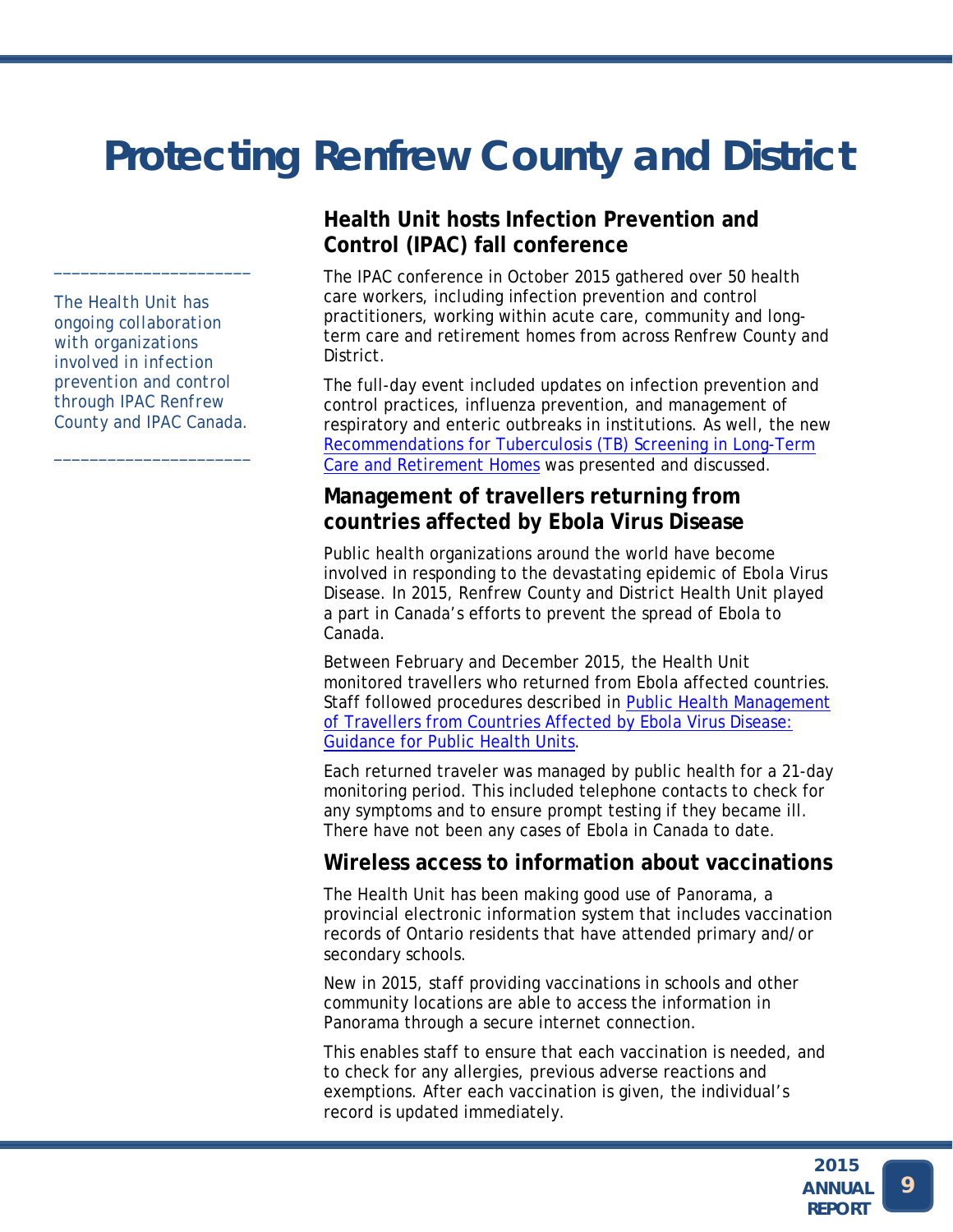# Protecting Renfrew County and District

*The Health Unit has ongoing collaboration with organizations involved in infection prevention and control through IPAC Renfrew County and IPAC Canada.*

## Health Unit hosts Infection Prevention and Control (IPAC) fall conference

The IPAC conference in October 2015 gathered over 50 health care workers, including infection prevention and control practitioners, working within acute care, community and long-term care and retirement homes from across Renfrew County and District.

The full-day event included updates on infection prevention and control practices, influenza prevention, and management of respiratory and enteric outbreaks in institutions. As well, the new Recommendations for Tuberculosis (TB) Screening in Long-Term Care and Retirement Homes was presented and discussed.

## Management of travellers returning from countries affected by Ebola Virus Disease

Public health organizations around the world have become involved in responding to the devastating epidemic of Ebola Virus Disease. In 2015, Renfrew County and District Health Unit played a part in Canada's efforts to prevent the spread of Ebola to Canada.

Between February and December 2015, the Health Unit monitored travellers who returned from Ebola affected countries. Staff followed procedures described in Public Health Management of Travellers from Countries Affected by Ebola Virus Disease: Guidance for Public Health Units.

Each returned traveler was managed by public health for a 21-day monitoring period. This included telephone contacts to check for any symptoms and to ensure prompt testing if they became ill. There have not been any cases of Ebola in Canada to date.

## Wireless access to information about vaccinations

The Health Unit has been making good use of Panorama, a provincial electronic information system that includes vaccination records of Ontario residents that have attended primary and/or secondary schools.

New in 2015, staff providing vaccinations in schools and other community locations are able to access the information in Panorama through a secure internet connection.

This enables staff to ensure that each vaccination is needed, and to check for any allergies, previous adverse reactions and exemptions. After each vaccination is given, the individual's record is updated immediately.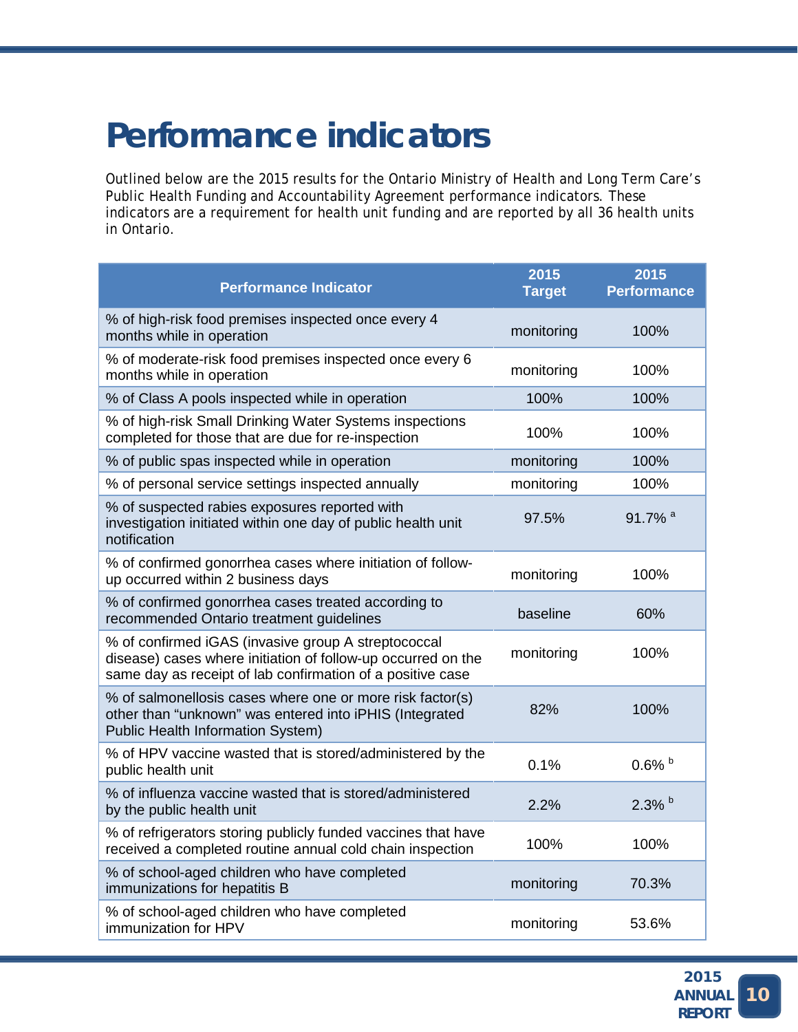# Performance indicators

Outlined below are the 2015 results for the Ontario Ministry of Health and Long Term Care's Public Health Funding and Accountability Agreement performance indicators. These indicators are a requirement for health unit funding and are reported by all 36 health units in Ontario.

| Performance Indicator | 2015 Target | 2015 Performance |
|---|---|---|
| % of high-risk food premises inspected once every 4 months while in operation | monitoring | 100% |
| % of moderate-risk food premises inspected once every 6 months while in operation | monitoring | 100% |
| % of Class A pools inspected while in operation | 100% | 100% |
| % of high-risk Small Drinking Water Systems inspections completed for those that are due for re-inspection | 100% | 100% |
| % of public spas inspected while in operation | monitoring | 100% |
| % of personal service settings inspected annually | monitoring | 100% |
| % of suspected rabies exposures reported with investigation initiated within one day of public health unit notification | 97.5% | 91.7% [a] |
| % of confirmed gonorrhea cases where initiation of follow-up occurred within 2 business days | monitoring | 100% |
| % of confirmed gonorrhea cases treated according to recommended Ontario treatment guidelines | baseline | 60% |
| % of confirmed iGAS (invasive group A streptococcal disease) cases where initiation of follow-up occurred on the same day as receipt of lab confirmation of a positive case | monitoring | 100% |
| % of salmonellosis cases where one or more risk factor(s) other than "unknown" was entered into iPHIS (Integrated Public Health Information System) | 82% | 100% |
| % of HPV vaccine wasted that is stored/administered by the public health unit | 0.1% | 0.6% [b] |
| % of influenza vaccine wasted that is stored/administered by the public health unit | 2.2% | 2.3% [b] |
| % of refrigerators storing publicly funded vaccines that have received a completed routine annual cold chain inspection | 100% | 100% |
| % of school-aged children who have completed immunizations for hepatitis B | monitoring | 70.3% |
| % of school-aged children who have completed immunization for HPV | monitoring | 53.6% |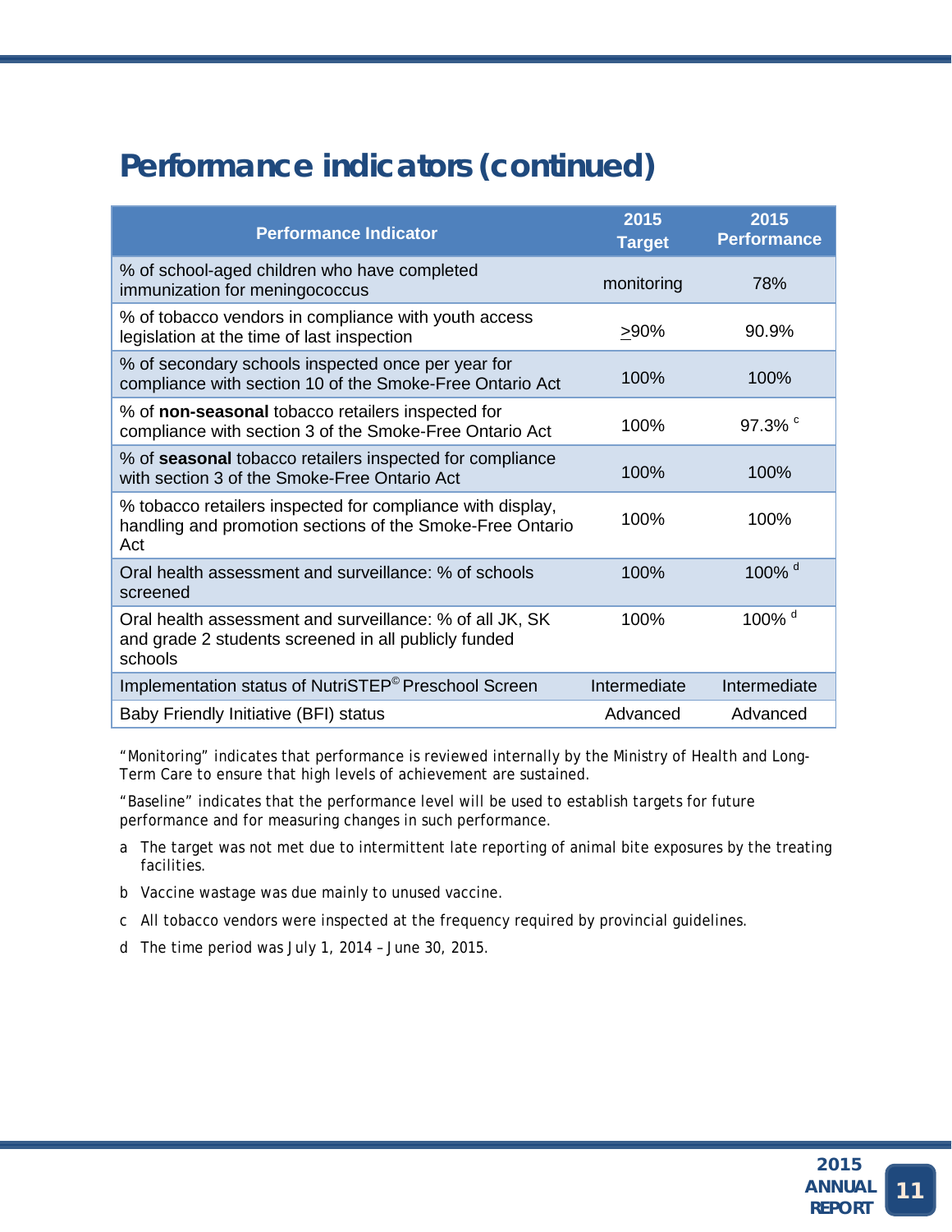## Performance indicators (continued)

| Performance Indicator | 2015 Target | 2015 Performance |
|---|---|---|
| % of school-aged children who have completed immunization for meningococcus | monitoring | 78% |
| % of tobacco vendors in compliance with youth access legislation at the time of last inspection | ≥90% | 90.9% |
| % of secondary schools inspected once per year for compliance with section 10 of the Smoke-Free Ontario Act | 100% | 100% |
| % of **non-seasonal** tobacco retailers inspected for compliance with section 3 of the Smoke-Free Ontario Act | 100% | 97.3% [c] |
| % of **seasonal** tobacco retailers inspected for compliance with section 3 of the Smoke-Free Ontario Act | 100% | 100% |
| % tobacco retailers inspected for compliance with display, handling and promotion sections of the Smoke-Free Ontario Act | 100% | 100% |
| Oral health assessment and surveillance: % of schools screened | 100% | 100% [d] |
| Oral health assessment and surveillance: % of all JK, SK and grade 2 students screened in all publicly funded schools | 100% | 100% [d] |
| Implementation status of NutriSTEP© Preschool Screen | Intermediate | Intermediate |
| Baby Friendly Initiative (BFI) status | Advanced | Advanced |

"Monitoring" indicates that performance is reviewed internally by the Ministry of Health and Long-Term Care to ensure that high levels of achievement are sustained.

"Baseline" indicates that the performance level will be used to establish targets for future performance and for measuring changes in such performance.

a The target was not met due to intermittent late reporting of animal bite exposures by the treating facilities.

b Vaccine wastage was due mainly to unused vaccine.

c All tobacco vendors were inspected at the frequency required by provincial guidelines.

d The time period was July 1, 2014 – June 30, 2015.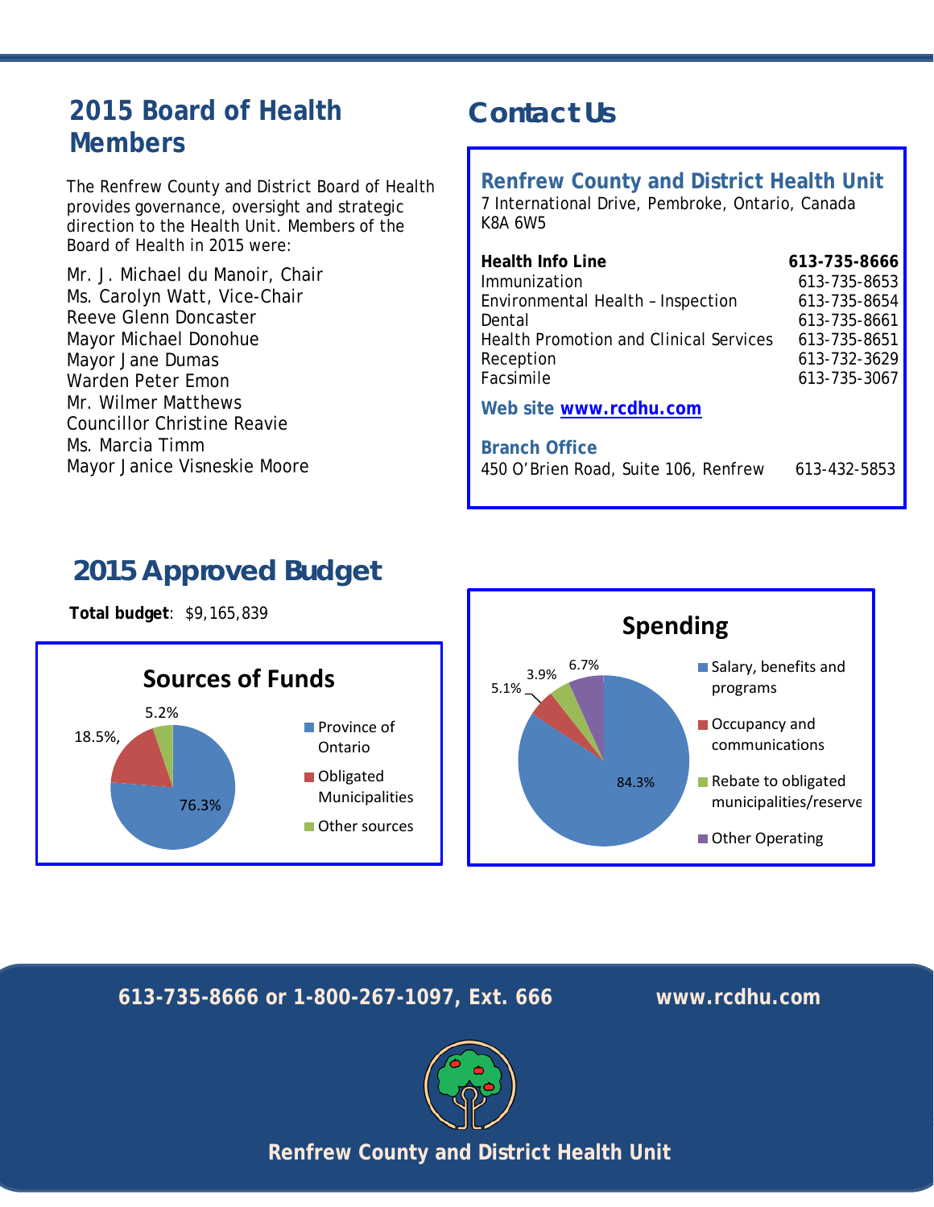## 2015 Board of Health Members

The Renfrew County and District Board of Health provides governance, oversight and strategic direction to the Health Unit. Members of the Board of Health in 2015 were:

Mr. J. Michael du Manoir, Chair
Ms. Carolyn Watt, Vice-Chair
Reeve Glenn Doncaster
Mayor Michael Donohue
Mayor Jane Dumas
Warden Peter Emon
Mr. Wilmer Matthews
Councillor Christine Reavie
Ms. Marcia Timm
Mayor Janice Visneskie Moore

## Contact Us

### Renfrew County and District Health Unit

7 International Drive, Pembroke, Ontario, Canada
K8A 6W5

| | |
|---|---|
| **Health Info Line** | **613-735-8666** |
| Immunization | 613-735-8653 |
| Environmental Health – Inspection | 613-735-8654 |
| Dental | 613-735-8661 |
| Health Promotion and Clinical Services | 613-735-8651 |
| Reception | 613-732-3629 |
| Facsimile | 613-735-3067 |

**Web site** www.rcdhu.com

**Branch Office**
450 O'Brien Road, Suite 106, Renfrew 613-432-5853

## 2015 Approved Budget

**Total budget**: $9,165,839

**Sources of Funds**

18.5%,
5.2%
76.3%

Province of Ontario
Obligated Municipalities
Other sources

**Spending**

5.1%
3.9%
6.7%
84.3%

Salary, benefits and programs
Occupancy and communications
Rebate to obligated municipalities/reserve
Other Operating

613-735-8666 or 1-800-267-1097, Ext. 666 www.rcdhu.com

Renfrew County and District Health Unit